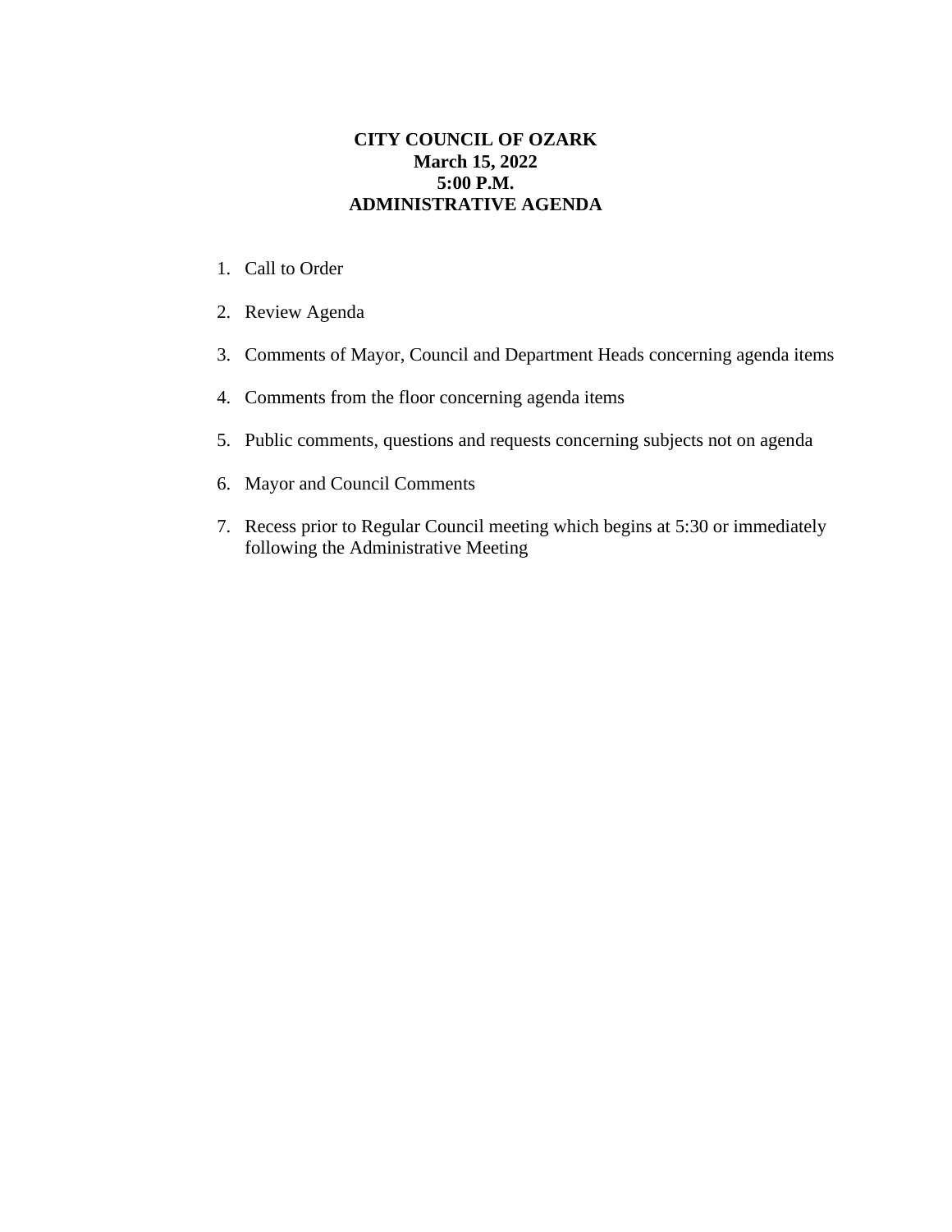**CITY COUNCIL OF OZARK**
**March 15, 2022**
**5:00 P.M.**
**ADMINISTRATIVE AGENDA**

1. Call to Order

2. Review Agenda

3. Comments of Mayor, Council and Department Heads concerning agenda items

4. Comments from the floor concerning agenda items

5. Public comments, questions and requests concerning subjects not on agenda

6. Mayor and Council Comments

7. Recess prior to Regular Council meeting which begins at 5:30 or immediately following the Administrative Meeting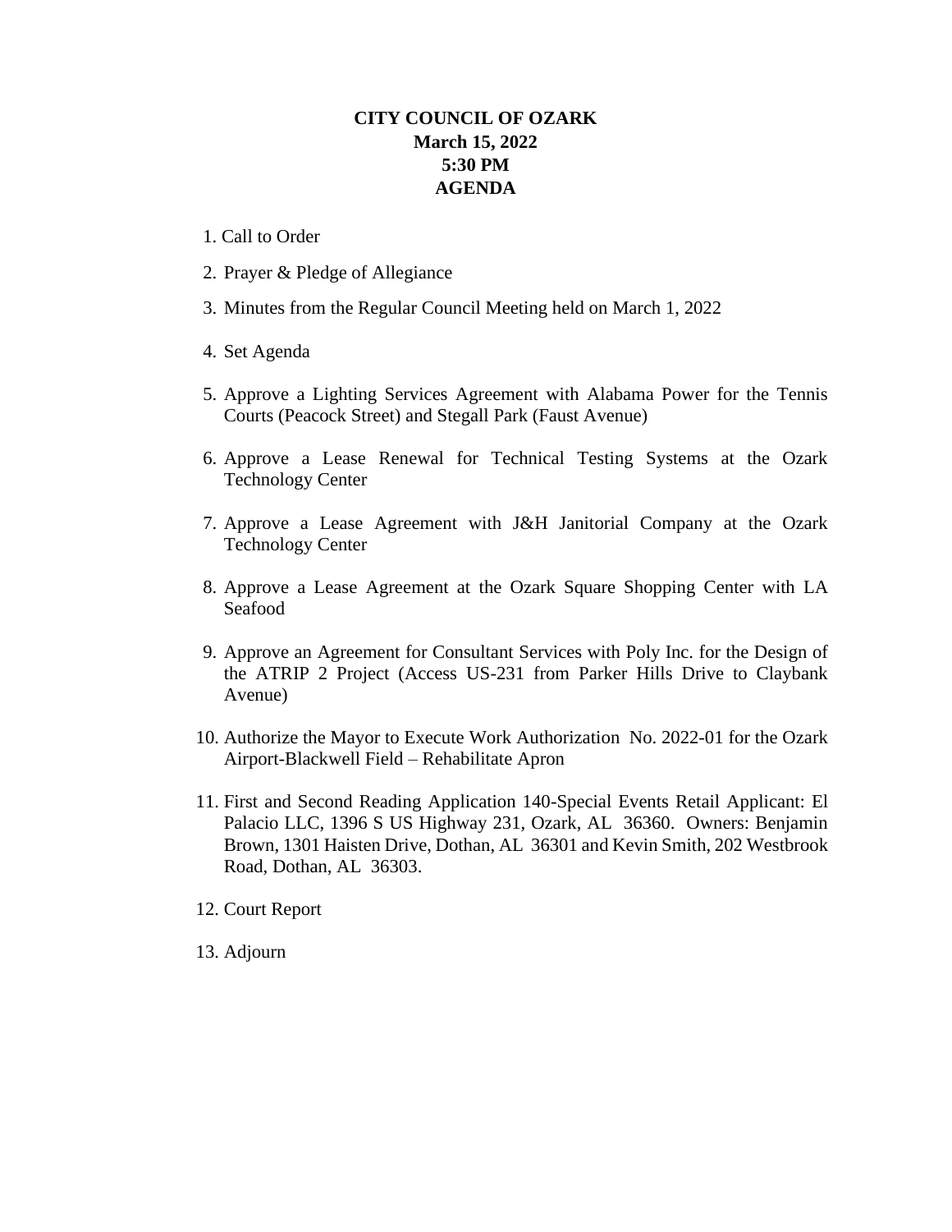**CITY COUNCIL OF OZARK**
**March 15, 2022**
**5:30 PM**
**AGENDA**

1. Call to Order
2. Prayer & Pledge of Allegiance
3. Minutes from the Regular Council Meeting held on March 1, 2022
4. Set Agenda
5. Approve a Lighting Services Agreement with Alabama Power for the Tennis Courts (Peacock Street) and Stegall Park (Faust Avenue)
6. Approve a Lease Renewal for Technical Testing Systems at the Ozark Technology Center
7. Approve a Lease Agreement with J&H Janitorial Company at the Ozark Technology Center
8. Approve a Lease Agreement at the Ozark Square Shopping Center with LA Seafood
9. Approve an Agreement for Consultant Services with Poly Inc. for the Design of the ATRIP 2 Project (Access US-231 from Parker Hills Drive to Claybank Avenue)
10. Authorize the Mayor to Execute Work Authorization No. 2022-01 for the Ozark Airport-Blackwell Field – Rehabilitate Apron
11. First and Second Reading Application 140-Special Events Retail Applicant: El Palacio LLC, 1396 S US Highway 231, Ozark, AL 36360. Owners: Benjamin Brown, 1301 Haisten Drive, Dothan, AL 36301 and Kevin Smith, 202 Westbrook Road, Dothan, AL 36303.
12. Court Report
13. Adjourn